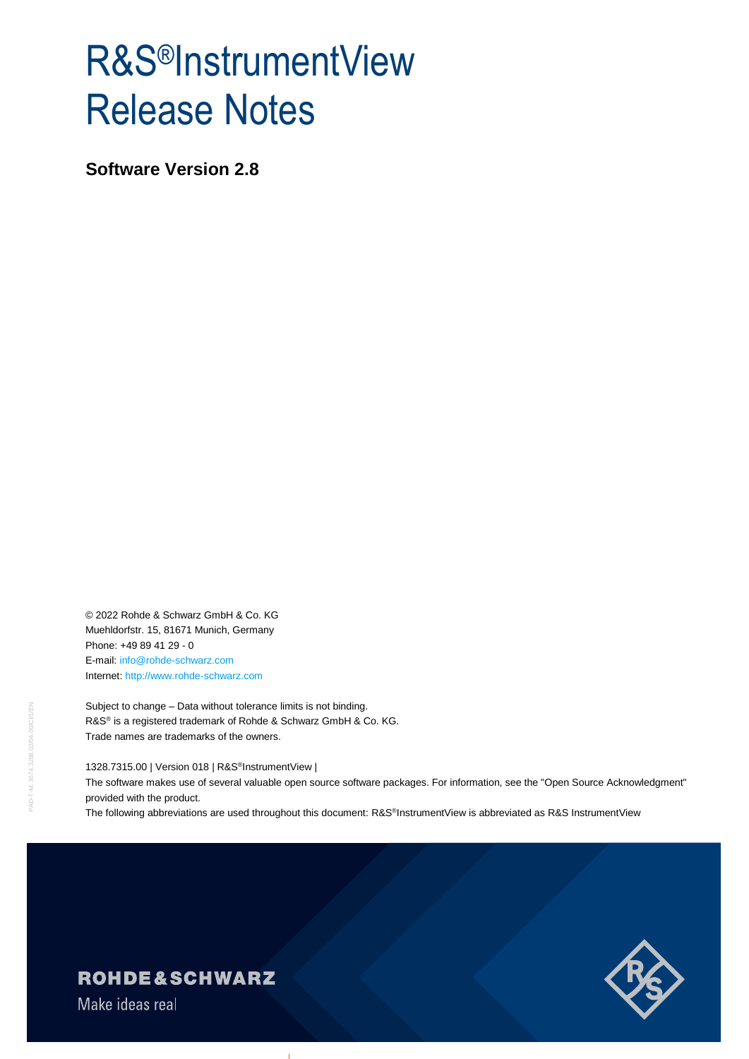# R&S®InstrumentView Release Notes

**Software Version 2.8**

© 2022 Rohde & Schwarz GmbH & Co. KG
Muehldorfstr. 15, 81671 Munich, Germany
Phone: +49 89 41 29 - 0
E-mail: info@rohde-schwarz.com
Internet: http://www.rohde-schwarz.com

Subject to change – Data without tolerance limits is not binding.
R&S® is a registered trademark of Rohde & Schwarz GmbH & Co. KG.
Trade names are trademarks of the owners.

1328.7315.00 | Version 018 | R&S®InstrumentView |
The software makes use of several valuable open source software packages. For information, see the "Open Source Acknowledgment" provided with the product.
The following abbreviations are used throughout this document: R&S®InstrumentView is abbreviated as R&S InstrumentView

ROHDE&SCHWARZ
Make ideas real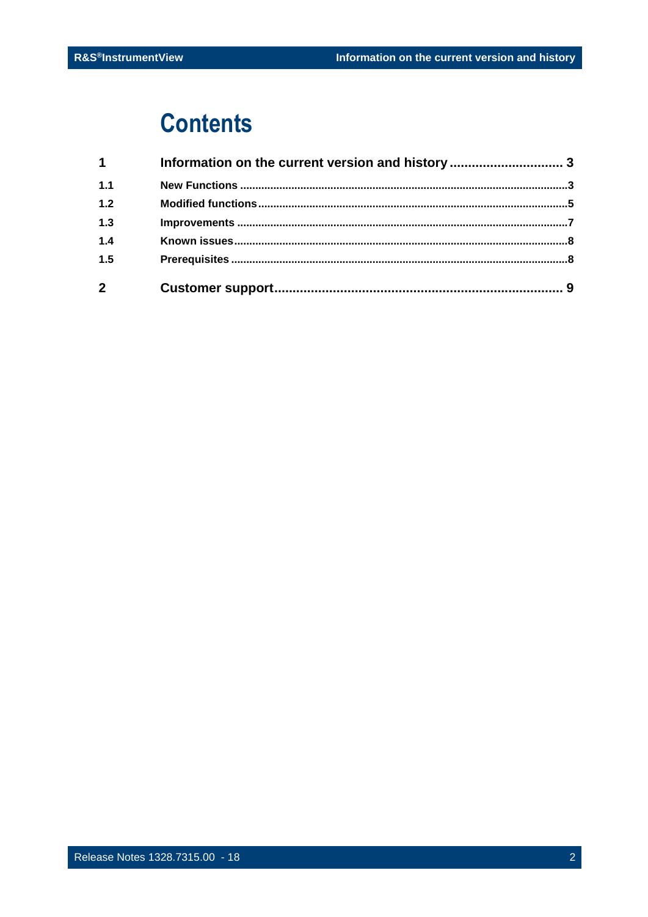# Contents

| | | |
|---|---|---|
| **1** | **Information on the current version and history** | **3** |
| **1.1** | **New Functions** | **3** |
| **1.2** | **Modified functions** | **5** |
| **1.3** | **Improvements** | **7** |
| **1.4** | **Known issues** | **8** |
| **1.5** | **Prerequisites** | **8** |
| **2** | **Customer support** | **9** |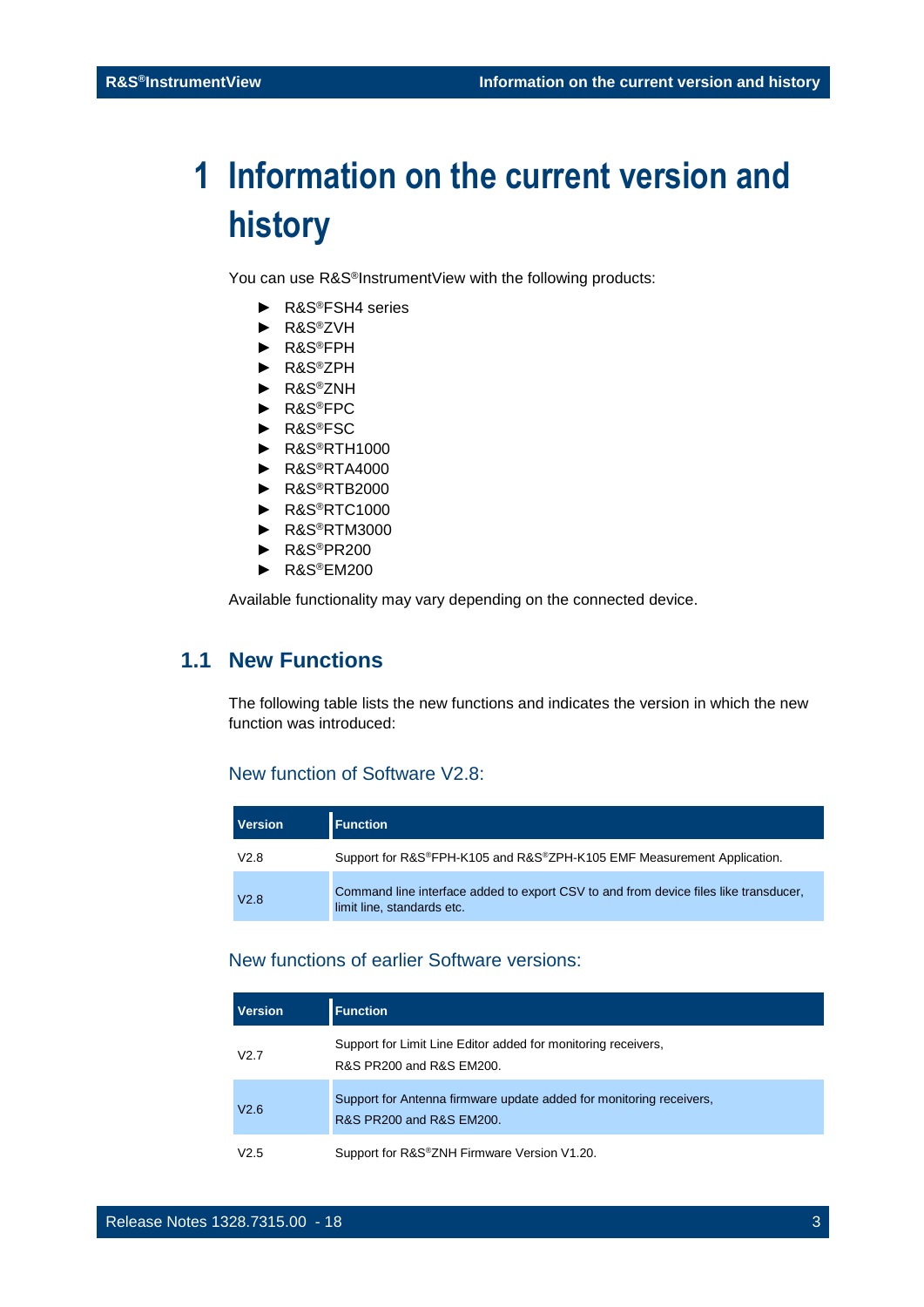# 1 Information on the current version and history

You can use R&S®InstrumentView with the following products:

- R&S®FSH4 series
- R&S®ZVH
- R&S®FPH
- R&S®ZPH
- R&S®ZNH
- R&S®FPC
- R&S®FSC
- R&S®RTH1000
- R&S®RTA4000
- R&S®RTB2000
- R&S®RTC1000
- R&S®RTM3000
- R&S®PR200
- R&S®EM200

Available functionality may vary depending on the connected device.

## 1.1 New Functions

The following table lists the new functions and indicates the version in which the new function was introduced:

### New function of Software V2.8:

| Version | Function |
|---|---|
| V2.8 | Support for R&S®FPH-K105 and R&S®ZPH-K105 EMF Measurement Application. |
| V2.8 | Command line interface added to export CSV to and from device files like transducer, limit line, standards etc. |

### New functions of earlier Software versions:

| Version | Function |
|---|---|
| V2.7 | Support for Limit Line Editor added for monitoring receivers, R&S PR200 and R&S EM200. |
| V2.6 | Support for Antenna firmware update added for monitoring receivers, R&S PR200 and R&S EM200. |
| V2.5 | Support for R&S®ZNH Firmware Version V1.20. |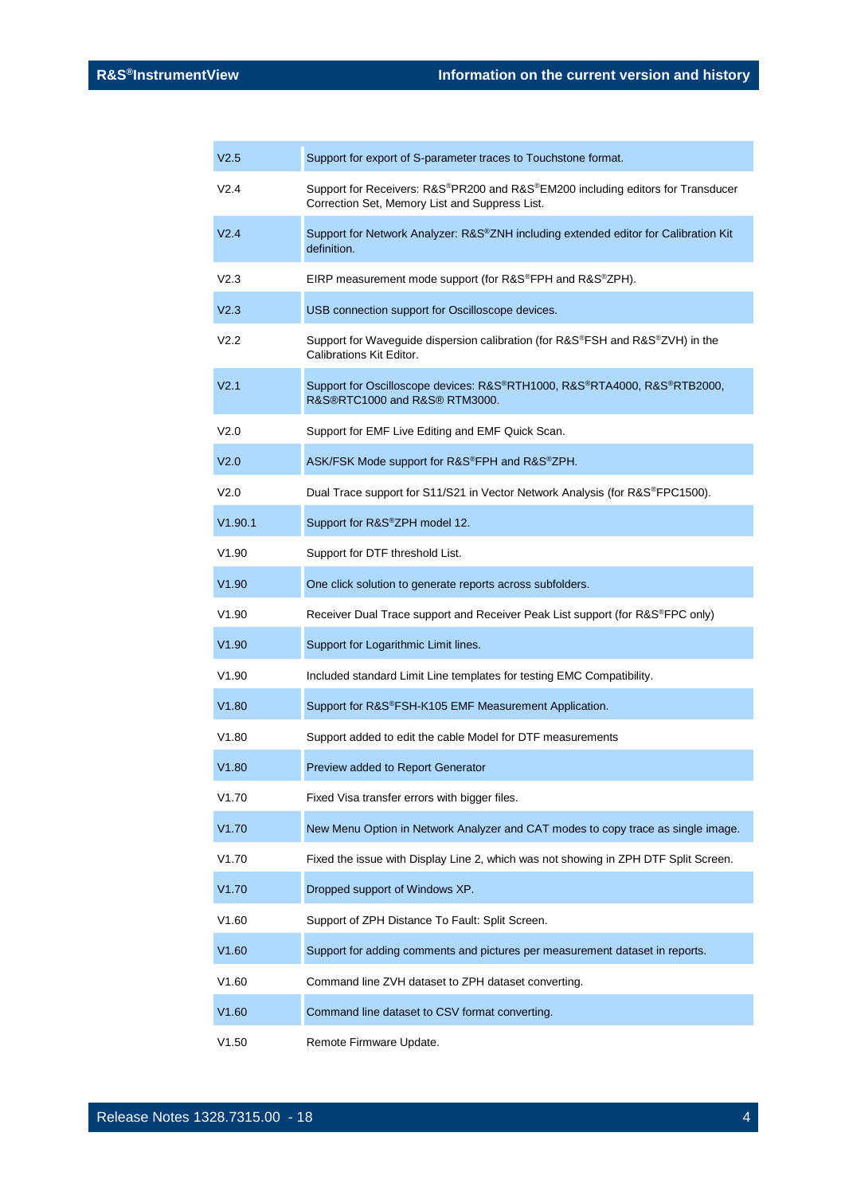| | |
|---|---|
| V2.5 | Support for export of S-parameter traces to Touchstone format. |
| V2.4 | Support for Receivers: R&S®PR200 and R&S®EM200 including editors for Transducer Correction Set, Memory List and Suppress List. |
| V2.4 | Support for Network Analyzer: R&S®ZNH including extended editor for Calibration Kit definition. |
| V2.3 | EIRP measurement mode support (for R&S®FPH and R&S®ZPH). |
| V2.3 | USB connection support for Oscilloscope devices. |
| V2.2 | Support for Waveguide dispersion calibration (for R&S®FSH and R&S®ZVH) in the Calibrations Kit Editor. |
| V2.1 | Support for Oscilloscope devices: R&S®RTH1000, R&S®RTA4000, R&S®RTB2000, R&S®RTC1000 and R&S® RTM3000. |
| V2.0 | Support for EMF Live Editing and EMF Quick Scan. |
| V2.0 | ASK/FSK Mode support for R&S®FPH and R&S®ZPH. |
| V2.0 | Dual Trace support for S11/S21 in Vector Network Analysis (for R&S®FPC1500). |
| V1.90.1 | Support for R&S®ZPH model 12. |
| V1.90 | Support for DTF threshold List. |
| V1.90 | One click solution to generate reports across subfolders. |
| V1.90 | Receiver Dual Trace support and Receiver Peak List support (for R&S®FPC only) |
| V1.90 | Support for Logarithmic Limit lines. |
| V1.90 | Included standard Limit Line templates for testing EMC Compatibility. |
| V1.80 | Support for R&S®FSH-K105 EMF Measurement Application. |
| V1.80 | Support added to edit the cable Model for DTF measurements |
| V1.80 | Preview added to Report Generator |
| V1.70 | Fixed Visa transfer errors with bigger files. |
| V1.70 | New Menu Option in Network Analyzer and CAT modes to copy trace as single image. |
| V1.70 | Fixed the issue with Display Line 2, which was not showing in ZPH DTF Split Screen. |
| V1.70 | Dropped support of Windows XP. |
| V1.60 | Support of ZPH Distance To Fault: Split Screen. |
| V1.60 | Support for adding comments and pictures per measurement dataset in reports. |
| V1.60 | Command line ZVH dataset to ZPH dataset converting. |
| V1.60 | Command line dataset to CSV format converting. |
| V1.50 | Remote Firmware Update. |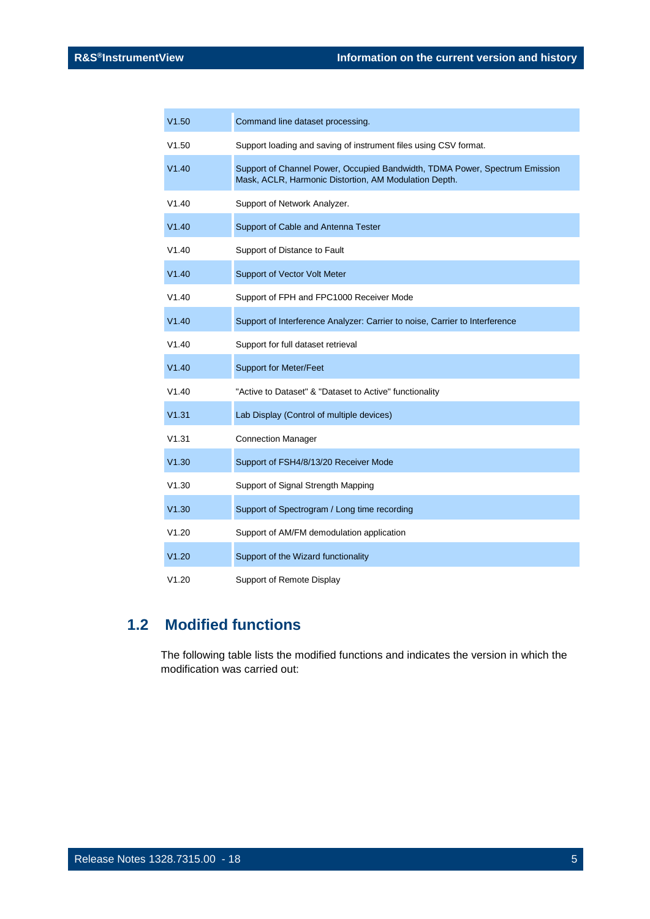| | |
|---|---|
| V1.50 | Command line dataset processing. |
| V1.50 | Support loading and saving of instrument files using CSV format. |
| V1.40 | Support of Channel Power, Occupied Bandwidth, TDMA Power, Spectrum Emission Mask, ACLR, Harmonic Distortion, AM Modulation Depth. |
| V1.40 | Support of Network Analyzer. |
| V1.40 | Support of Cable and Antenna Tester |
| V1.40 | Support of Distance to Fault |
| V1.40 | Support of Vector Volt Meter |
| V1.40 | Support of FPH and FPC1000 Receiver Mode |
| V1.40 | Support of Interference Analyzer: Carrier to noise, Carrier to Interference |
| V1.40 | Support for full dataset retrieval |
| V1.40 | Support for Meter/Feet |
| V1.40 | "Active to Dataset" & "Dataset to Active" functionality |
| V1.31 | Lab Display (Control of multiple devices) |
| V1.31 | Connection Manager |
| V1.30 | Support of FSH4/8/13/20 Receiver Mode |
| V1.30 | Support of Signal Strength Mapping |
| V1.30 | Support of Spectrogram / Long time recording |
| V1.20 | Support of AM/FM demodulation application |
| V1.20 | Support of the Wizard functionality |
| V1.20 | Support of Remote Display |

## 1.2 Modified functions

The following table lists the modified functions and indicates the version in which the modification was carried out: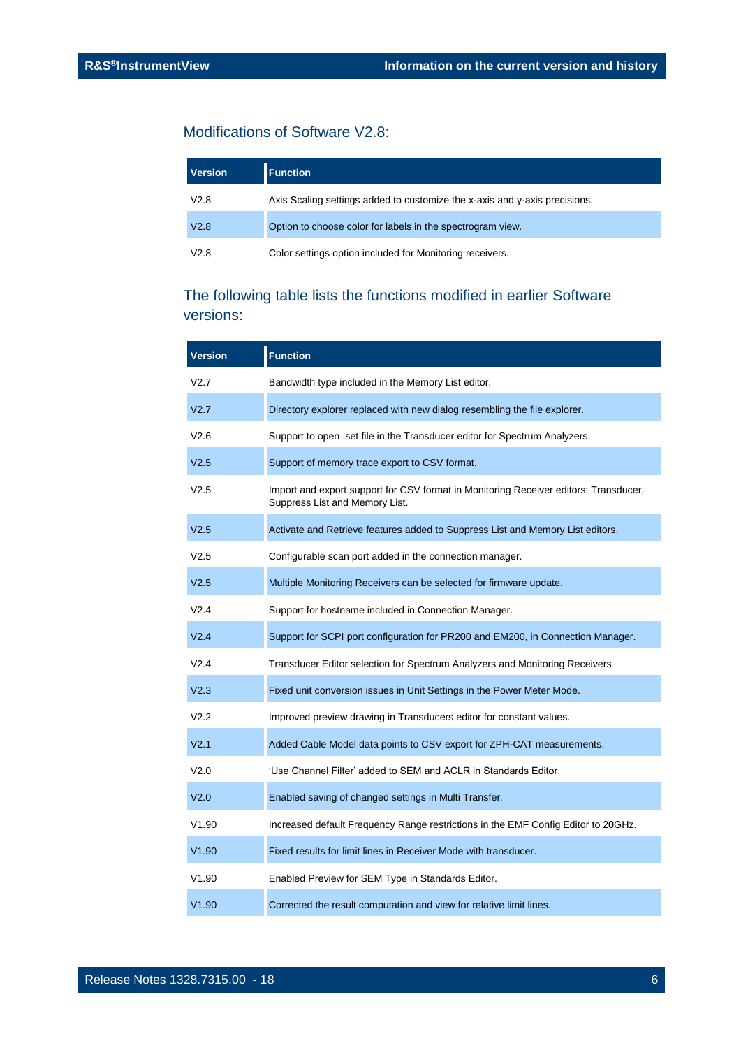## Modifications of Software V2.8:

| Version | Function |
|---|---|
| V2.8 | Axis Scaling settings added to customize the x-axis and y-axis precisions. |
| V2.8 | Option to choose color for labels in the spectrogram view. |
| V2.8 | Color settings option included for Monitoring receivers. |

## The following table lists the functions modified in earlier Software versions:

| Version | Function |
|---|---|
| V2.7 | Bandwidth type included in the Memory List editor. |
| V2.7 | Directory explorer replaced with new dialog resembling the file explorer. |
| V2.6 | Support to open .set file in the Transducer editor for Spectrum Analyzers. |
| V2.5 | Support of memory trace export to CSV format. |
| V2.5 | Import and export support for CSV format in Monitoring Receiver editors: Transducer, Suppress List and Memory List. |
| V2.5 | Activate and Retrieve features added to Suppress List and Memory List editors. |
| V2.5 | Configurable scan port added in the connection manager. |
| V2.5 | Multiple Monitoring Receivers can be selected for firmware update. |
| V2.4 | Support for hostname included in Connection Manager. |
| V2.4 | Support for SCPI port configuration for PR200 and EM200, in Connection Manager. |
| V2.4 | Transducer Editor selection for Spectrum Analyzers and Monitoring Receivers |
| V2.3 | Fixed unit conversion issues in Unit Settings in the Power Meter Mode. |
| V2.2 | Improved preview drawing in Transducers editor for constant values. |
| V2.1 | Added Cable Model data points to CSV export for ZPH-CAT measurements. |
| V2.0 | 'Use Channel Filter' added to SEM and ACLR in Standards Editor. |
| V2.0 | Enabled saving of changed settings in Multi Transfer. |
| V1.90 | Increased default Frequency Range restrictions in the EMF Config Editor to 20GHz. |
| V1.90 | Fixed results for limit lines in Receiver Mode with transducer. |
| V1.90 | Enabled Preview for SEM Type in Standards Editor. |
| V1.90 | Corrected the result computation and view for relative limit lines. |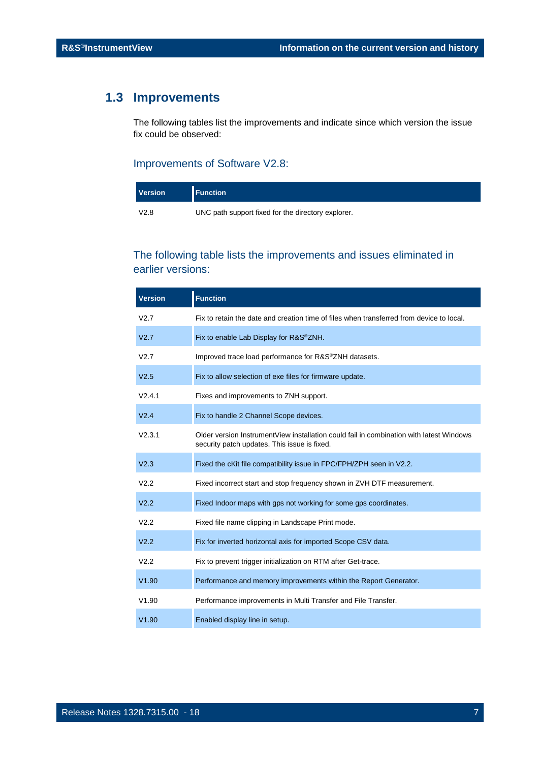## 1.3 Improvements

The following tables list the improvements and indicate since which version the issue fix could be observed:

### Improvements of Software V2.8:

| Version | Function |
|---|---|
| V2.8 | UNC path support fixed for the directory explorer. |

### The following table lists the improvements and issues eliminated in earlier versions:

| Version | Function |
|---|---|
| V2.7 | Fix to retain the date and creation time of files when transferred from device to local. |
| V2.7 | Fix to enable Lab Display for R&S®ZNH. |
| V2.7 | Improved trace load performance for R&S®ZNH datasets. |
| V2.5 | Fix to allow selection of exe files for firmware update. |
| V2.4.1 | Fixes and improvements to ZNH support. |
| V2.4 | Fix to handle 2 Channel Scope devices. |
| V2.3.1 | Older version InstrumentView installation could fail in combination with latest Windows security patch updates. This issue is fixed. |
| V2.3 | Fixed the cKit file compatibility issue in FPC/FPH/ZPH seen in V2.2. |
| V2.2 | Fixed incorrect start and stop frequency shown in ZVH DTF measurement. |
| V2.2 | Fixed Indoor maps with gps not working for some gps coordinates. |
| V2.2 | Fixed file name clipping in Landscape Print mode. |
| V2.2 | Fix for inverted horizontal axis for imported Scope CSV data. |
| V2.2 | Fix to prevent trigger initialization on RTM after Get-trace. |
| V1.90 | Performance and memory improvements within the Report Generator. |
| V1.90 | Performance improvements in Multi Transfer and File Transfer. |
| V1.90 | Enabled display line in setup. |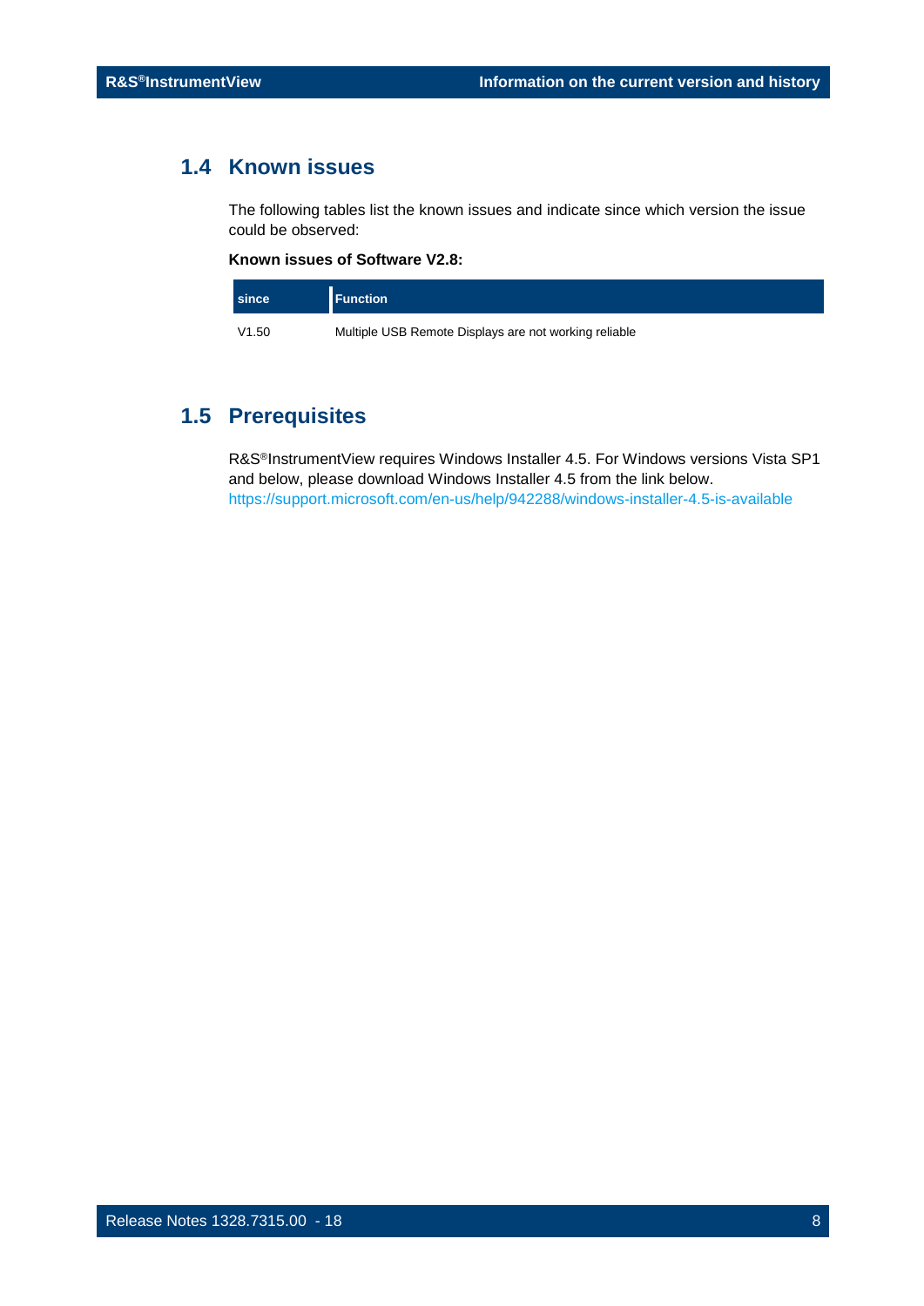## 1.4 Known issues

The following tables list the known issues and indicate since which version the issue could be observed:

**Known issues of Software V2.8:**

| since | Function |
|---|---|
| V1.50 | Multiple USB Remote Displays are not working reliable |

## 1.5 Prerequisites

R&S®InstrumentView requires Windows Installer 4.5. For Windows versions Vista SP1 and below, please download Windows Installer 4.5 from the link below.
https://support.microsoft.com/en-us/help/942288/windows-installer-4.5-is-available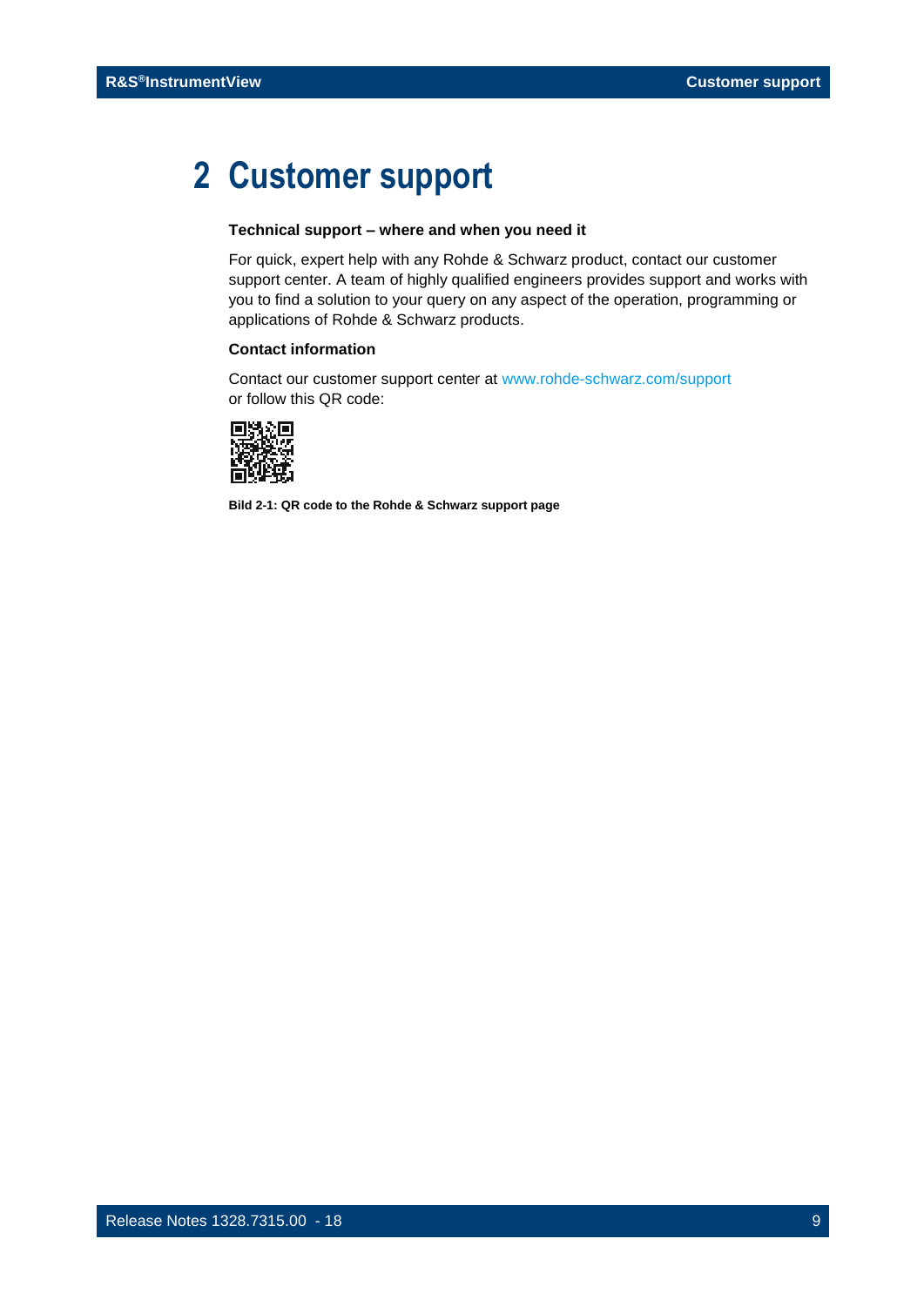# 2 Customer support

**Technical support – where and when you need it**

For quick, expert help with any Rohde & Schwarz product, contact our customer support center. A team of highly qualified engineers provides support and works with you to find a solution to your query on any aspect of the operation, programming or applications of Rohde & Schwarz products.

**Contact information**

Contact our customer support center at www.rohde-schwarz.com/support or follow this QR code:

**Bild 2-1: QR code to the Rohde & Schwarz support page**